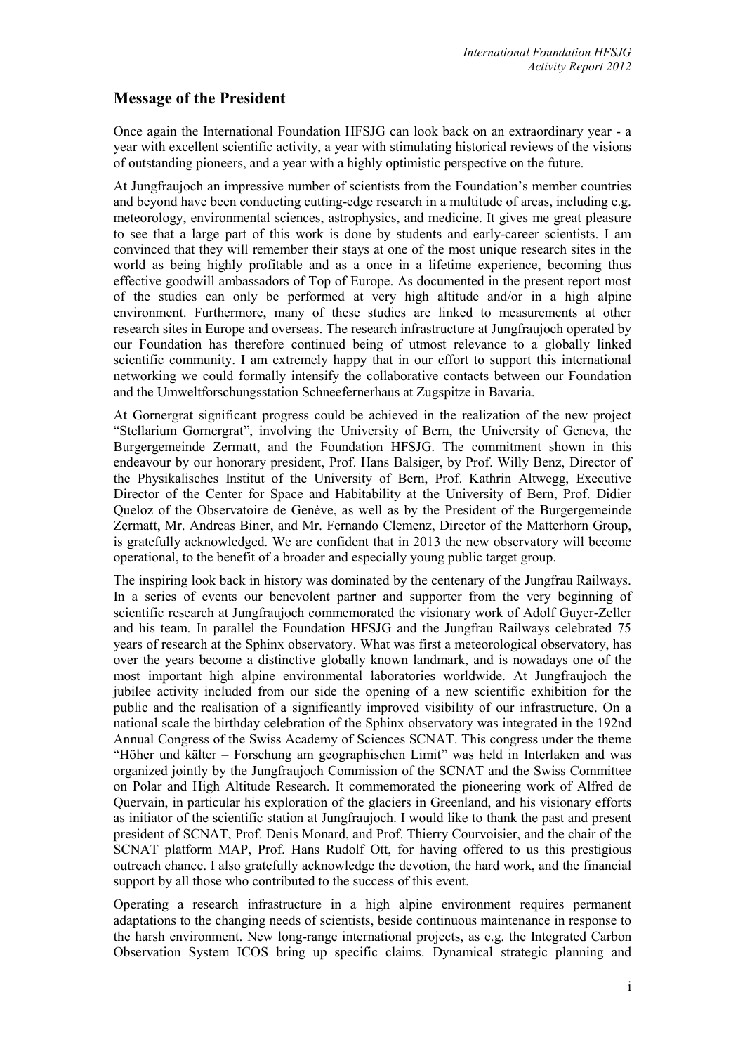## Message of the President

Once again the International Foundation HFSJG can look back on an extraordinary year - a year with excellent scientific activity, a year with stimulating historical reviews of the visions of outstanding pioneers, and a year with a highly optimistic perspective on the future.

At Jungfraujoch an impressive number of scientists from the Foundation's member countries and beyond have been conducting cutting-edge research in a multitude of areas, including e.g. meteorology, environmental sciences, astrophysics, and medicine. It gives me great pleasure to see that a large part of this work is done by students and early-career scientists. I am convinced that they will remember their stays at one of the most unique research sites in the world as being highly profitable and as a once in a lifetime experience, becoming thus effective goodwill ambassadors of Top of Europe. As documented in the present report most of the studies can only be performed at very high altitude and/or in a high alpine environment. Furthermore, many of these studies are linked to measurements at other research sites in Europe and overseas. The research infrastructure at Jungfraujoch operated by our Foundation has therefore continued being of utmost relevance to a globally linked scientific community. I am extremely happy that in our effort to support this international networking we could formally intensify the collaborative contacts between our Foundation and the Umweltforschungsstation Schneefernerhaus at Zugspitze in Bavaria.

At Gornergrat significant progress could be achieved in the realization of the new project "Stellarium Gornergrat", involving the University of Bern, the University of Geneva, the Burgergemeinde Zermatt, and the Foundation HFSJG. The commitment shown in this endeavour by our honorary president, Prof. Hans Balsiger, by Prof. Willy Benz, Director of the Physikalisches Institut of the University of Bern, Prof. Kathrin Altwegg, Executive Director of the Center for Space and Habitability at the University of Bern, Prof. Didier Queloz of the Observatoire de Genève, as well as by the President of the Burgergemeinde Zermatt, Mr. Andreas Biner, and Mr. Fernando Clemenz, Director of the Matterhorn Group, is gratefully acknowledged. We are confident that in 2013 the new observatory will become operational, to the benefit of a broader and especially young public target group.

The inspiring look back in history was dominated by the centenary of the Jungfrau Railways. In a series of events our benevolent partner and supporter from the very beginning of scientific research at Jungfraujoch commemorated the visionary work of Adolf Guyer-Zeller and his team. In parallel the Foundation HFSJG and the Jungfrau Railways celebrated 75 years of research at the Sphinx observatory. What was first a meteorological observatory, has over the years become a distinctive globally known landmark, and is nowadays one of the most important high alpine environmental laboratories worldwide. At Jungfraujoch the jubilee activity included from our side the opening of a new scientific exhibition for the public and the realisation of a significantly improved visibility of our infrastructure. On a national scale the birthday celebration of the Sphinx observatory was integrated in the 192nd Annual Congress of the Swiss Academy of Sciences SCNAT. This congress under the theme "Höher und kälter – Forschung am geographischen Limit" was held in Interlaken and was organized jointly by the Jungfraujoch Commission of the SCNAT and the Swiss Committee on Polar and High Altitude Research. It commemorated the pioneering work of Alfred de Quervain, in particular his exploration of the glaciers in Greenland, and his visionary efforts as initiator of the scientific station at Jungfraujoch. I would like to thank the past and present president of SCNAT, Prof. Denis Monard, and Prof. Thierry Courvoisier, and the chair of the SCNAT platform MAP, Prof. Hans Rudolf Ott, for having offered to us this prestigious outreach chance. I also gratefully acknowledge the devotion, the hard work, and the financial support by all those who contributed to the success of this event.

Operating a research infrastructure in a high alpine environment requires permanent adaptations to the changing needs of scientists, beside continuous maintenance in response to the harsh environment. New long-range international projects, as e.g. the Integrated Carbon Observation System ICOS bring up specific claims. Dynamical strategic planning and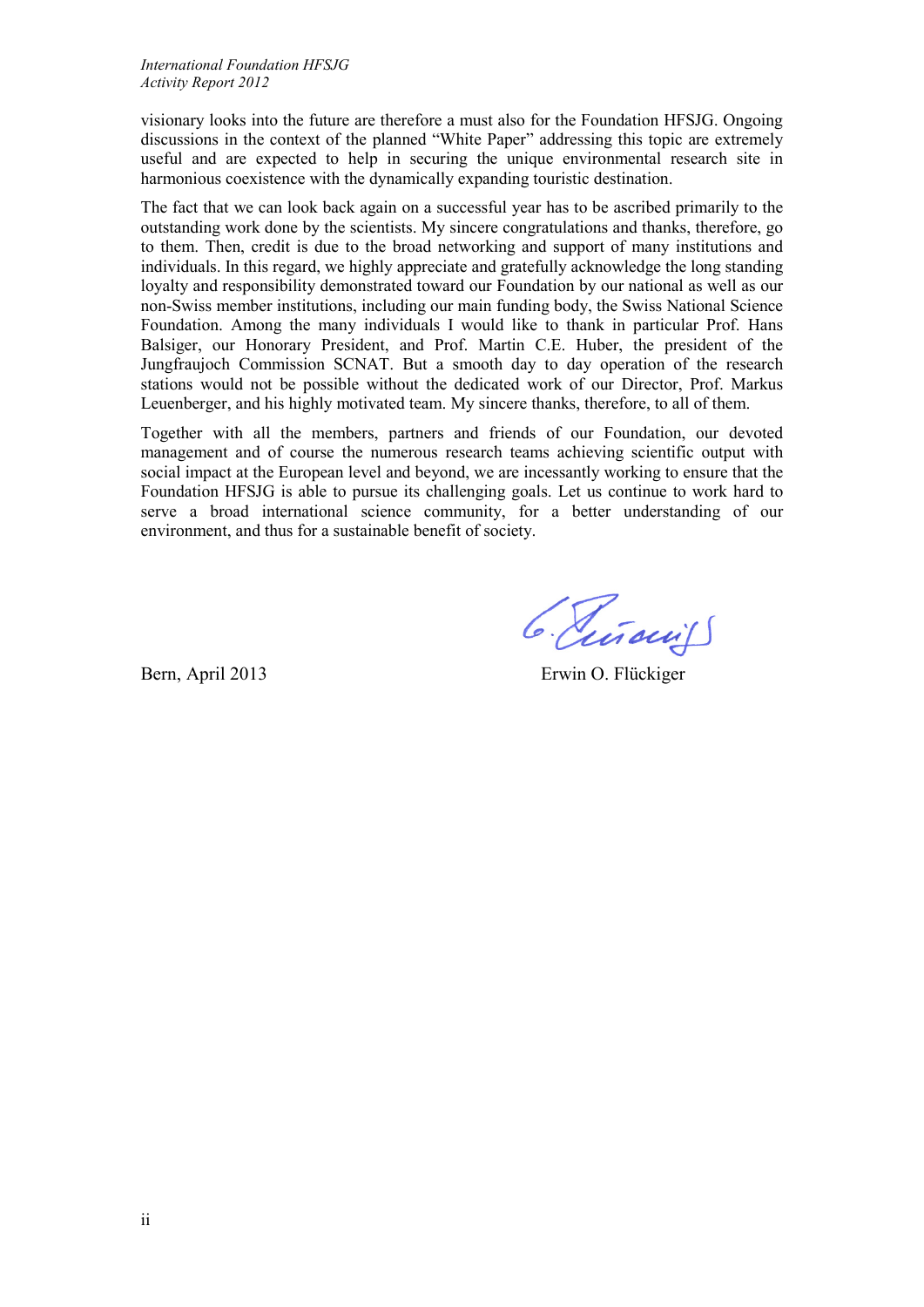visionary looks into the future are therefore a must also for the Foundation HFSJG. Ongoing discussions in the context of the planned "White Paper" addressing this topic are extremely useful and are expected to help in securing the unique environmental research site in harmonious coexistence with the dynamically expanding touristic destination.

The fact that we can look back again on a successful year has to be ascribed primarily to the outstanding work done by the scientists. My sincere congratulations and thanks, therefore, go to them. Then, credit is due to the broad networking and support of many institutions and individuals. In this regard, we highly appreciate and gratefully acknowledge the long standing loyalty and responsibility demonstrated toward our Foundation by our national as well as our non-Swiss member institutions, including our main funding body, the Swiss National Science Foundation. Among the many individuals I would like to thank in particular Prof. Hans Balsiger, our Honorary President, and Prof. Martin C.E. Huber, the president of the Jungfraujoch Commission SCNAT. But a smooth day to day operation of the research stations would not be possible without the dedicated work of our Director, Prof. Markus Leuenberger, and his highly motivated team. My sincere thanks, therefore, to all of them.

Together with all the members, partners and friends of our Foundation, our devoted management and of course the numerous research teams achieving scientific output with social impact at the European level and beyond, we are incessantly working to ensure that the Foundation HFSJG is able to pursue its challenging goals. Let us continue to work hard to serve a broad international science community, for a better understanding of our environment, and thus for a sustainable benefit of society.

Bern, April 2013

Erwin O. Flückiger